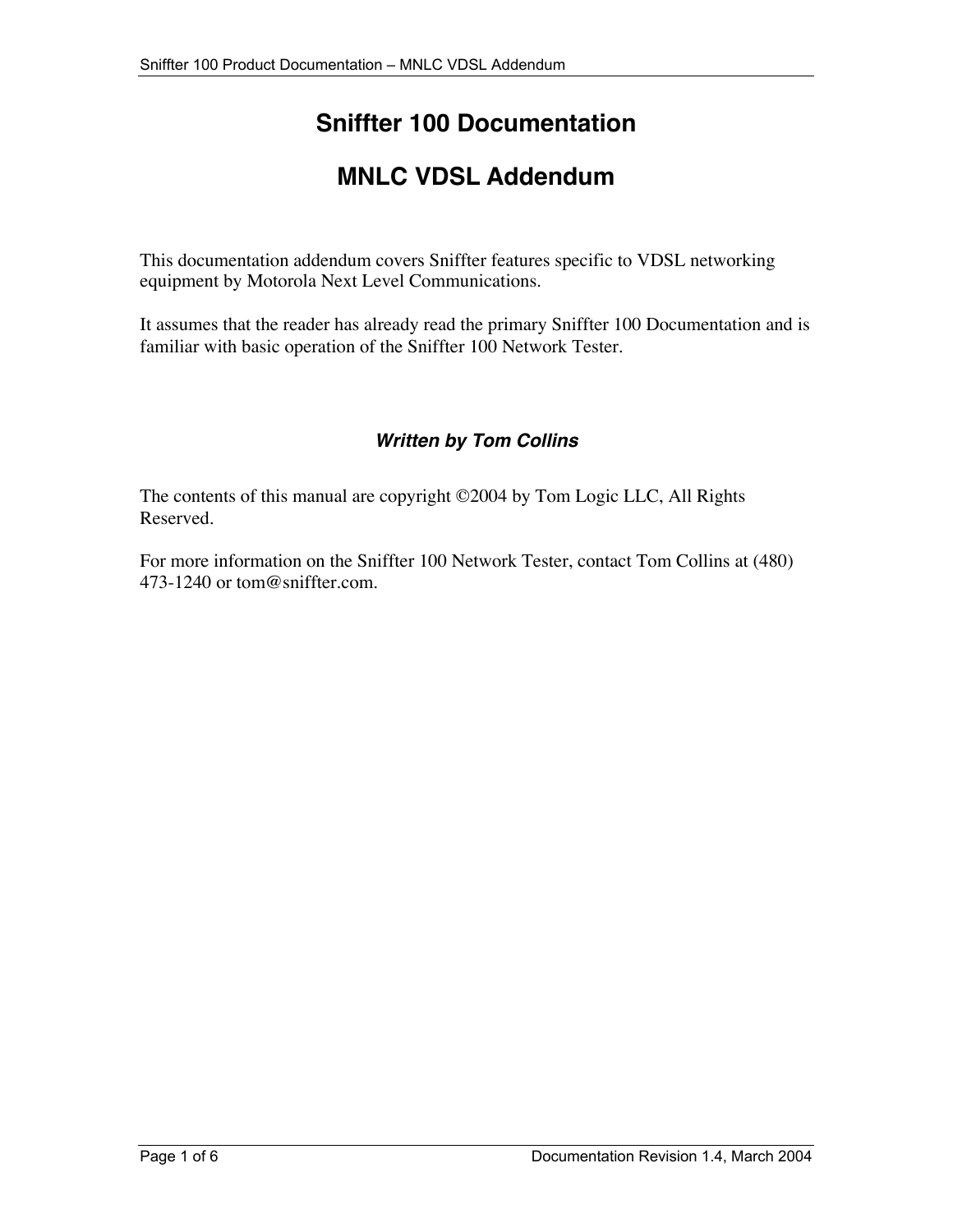# Sniffter 100 Documentation

# MNLC VDSL Addendum

This documentation addendum covers Sniffter features specific to VDSL networking equipment by Motorola Next Level Communications.

It assumes that the reader has already read the primary Sniffter 100 Documentation and is familiar with basic operation of the Sniffter 100 Network Tester.

***Written by Tom Collins***

The contents of this manual are copyright ©2004 by Tom Logic LLC, All Rights Reserved.

For more information on the Sniffter 100 Network Tester, contact Tom Collins at (480) 473-1240 or tom@sniffter.com.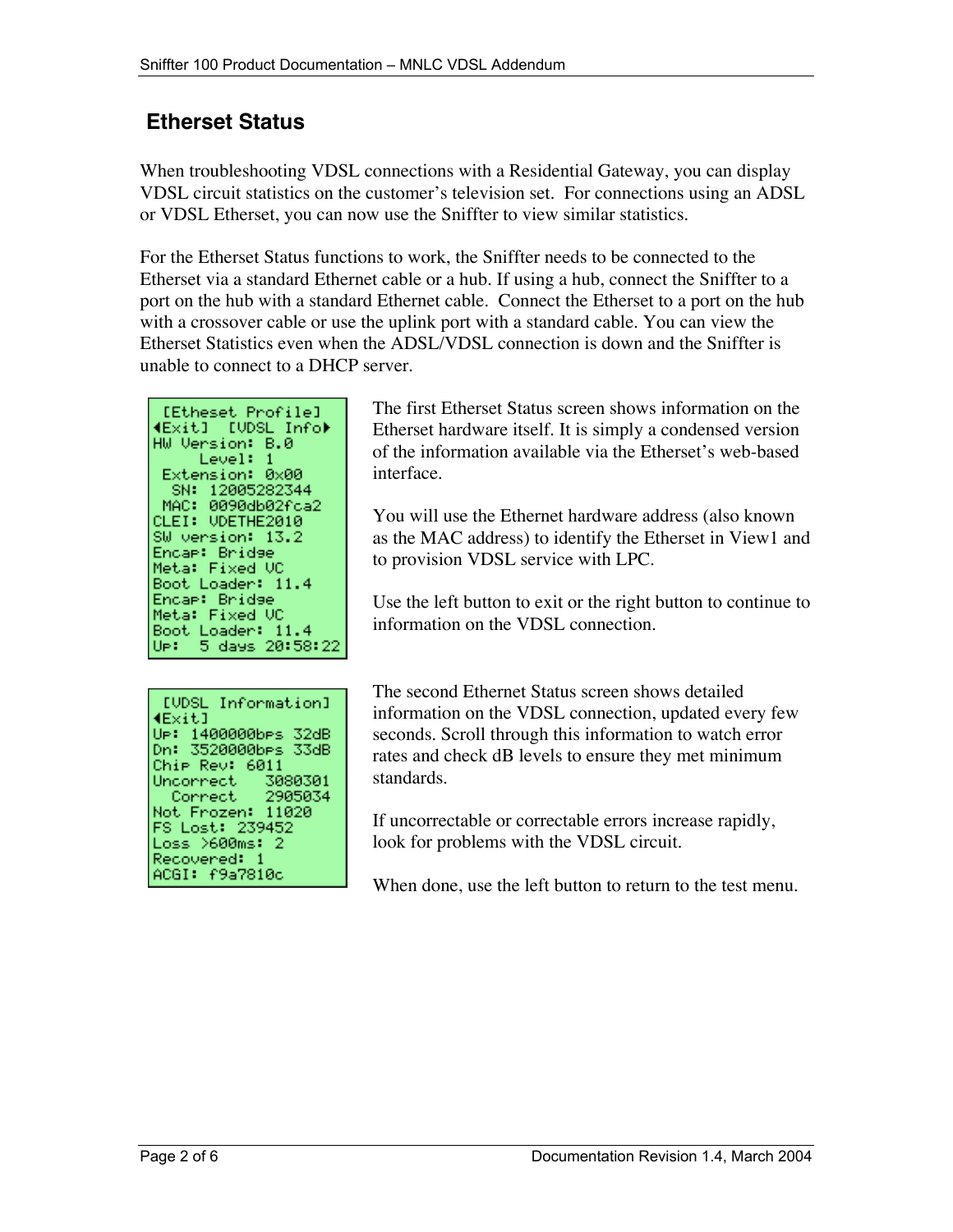## Etherset Status

When troubleshooting VDSL connections with a Residential Gateway, you can display VDSL circuit statistics on the customer's television set. For connections using an ADSL or VDSL Etherset, you can now use the Sniffter to view similar statistics.

For the Etherset Status functions to work, the Sniffter needs to be connected to the Etherset via a standard Ethernet cable or a hub. If using a hub, connect the Sniffter to a port on the hub with a standard Ethernet cable. Connect the Etherset to a port on the hub with a crossover cable or use the uplink port with a standard cable. You can view the Etherset Statistics even when the ADSL/VDSL connection is down and the Sniffter is unable to connect to a DHCP server.

```
 [Etheset Profile]
◄Exit]  [VDSL Info►
HW Version: B.0
      Level: 1
 Extension: 0x00
  SN: 12005282344
 MAC: 0090db02fca2
CLEI: VDETHE2010
SW version: 13.2
Encap: Bridge
Meta: Fixed VC
Boot Loader: 11.4
Encap: Bridge
Meta: Fixed VC
Boot Loader: 11.4
Up:  5 days 20:58:22
```

The first Etherset Status screen shows information on the Etherset hardware itself. It is simply a condensed version of the information available via the Etherset's web-based interface.

You will use the Ethernet hardware address (also known as the MAC address) to identify the Etherset in View1 and to provision VDSL service with LPC.

Use the left button to exit or the right button to continue to information on the VDSL connection.

```
 [VDSL Information]
◄Exit]
Up: 1400000bps 32dB
Dn: 3520000bps 33dB
Chip Rev: 6011
Uncorrect   3080301
  Correct   2905034
Not Frozen: 11020
FS Lost: 239452
Loss >600ms: 2
Recovered: 1
ACGI: f9a7810c
```

The second Etherset Status screen shows detailed information on the VDSL connection, updated every few seconds. Scroll through this information to watch error rates and check dB levels to ensure they met minimum standards.

If uncorrectable or correctable errors increase rapidly, look for problems with the VDSL circuit.

When done, use the left button to return to the test menu.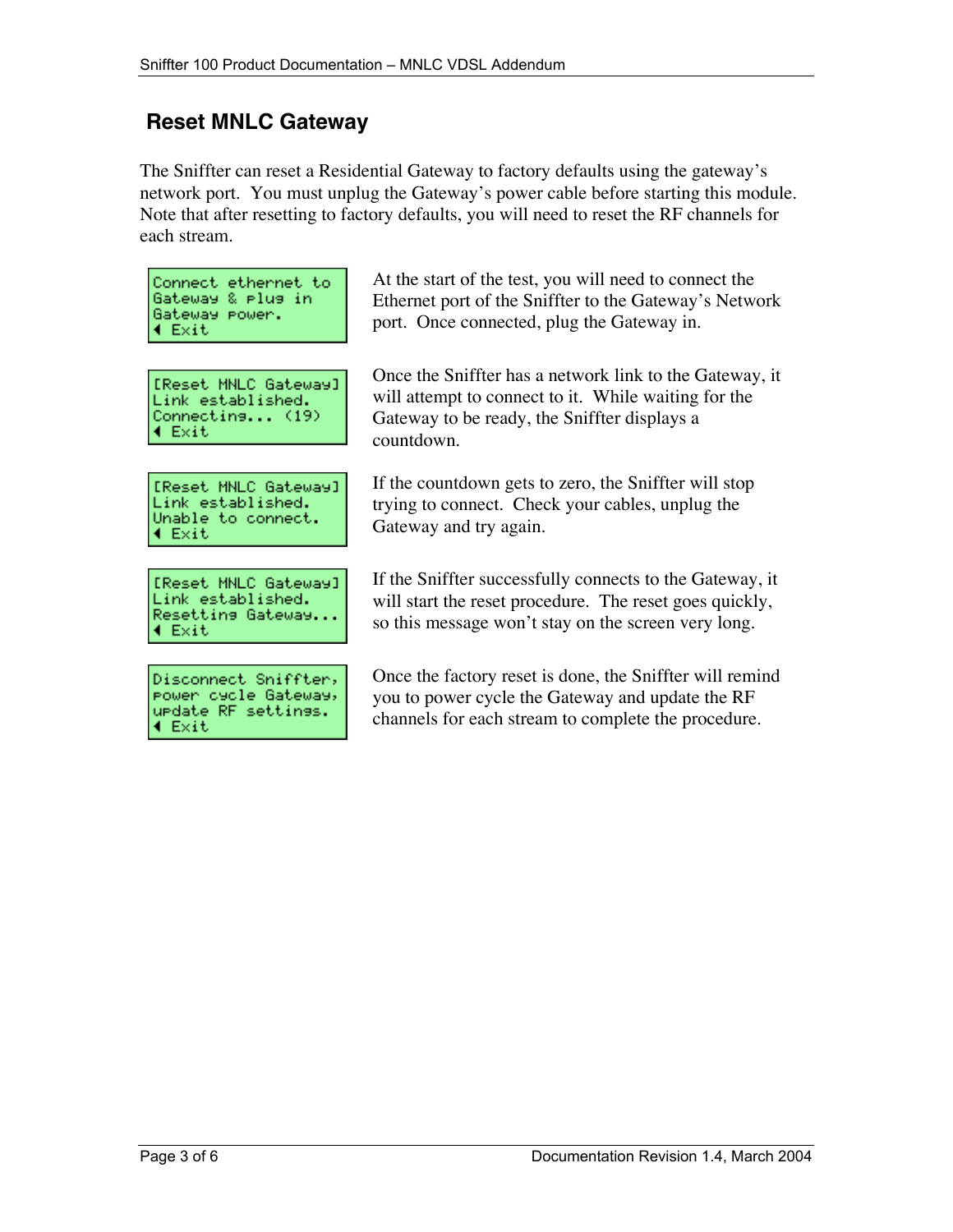## Reset MNLC Gateway

The Sniffter can reset a Residential Gateway to factory defaults using the gateway's network port. You must unplug the Gateway's power cable before starting this module. Note that after resetting to factory defaults, you will need to reset the RF channels for each stream.

| Display | Description |
|---|---|
| Connect ethernet to Gateway & plug in Gateway power. ◄ Exit | At the start of the test, you will need to connect the Ethernet port of the Sniffter to the Gateway's Network port. Once connected, plug the Gateway in. |
| [Reset MNLC Gateway] Link established. Connecting... (19) ◄ Exit | Once the Sniffter has a network link to the Gateway, it will attempt to connect to it. While waiting for the Gateway to be ready, the Sniffter displays a countdown. |
| [Reset MNLC Gateway] Link established. Unable to connect. ◄ Exit | If the countdown gets to zero, the Sniffter will stop trying to connect. Check your cables, unplug the Gateway and try again. |
| [Reset MNLC Gateway] Link established. Resetting Gateway... ◄ Exit | If the Sniffter successfully connects to the Gateway, it will start the reset procedure. The reset goes quickly, so this message won't stay on the screen very long. |
| Disconnect Sniffter, power cycle Gateway, update RF settings. ◄ Exit | Once the factory reset is done, the Sniffter will remind you to power cycle the Gateway and update the RF channels for each stream to complete the procedure. |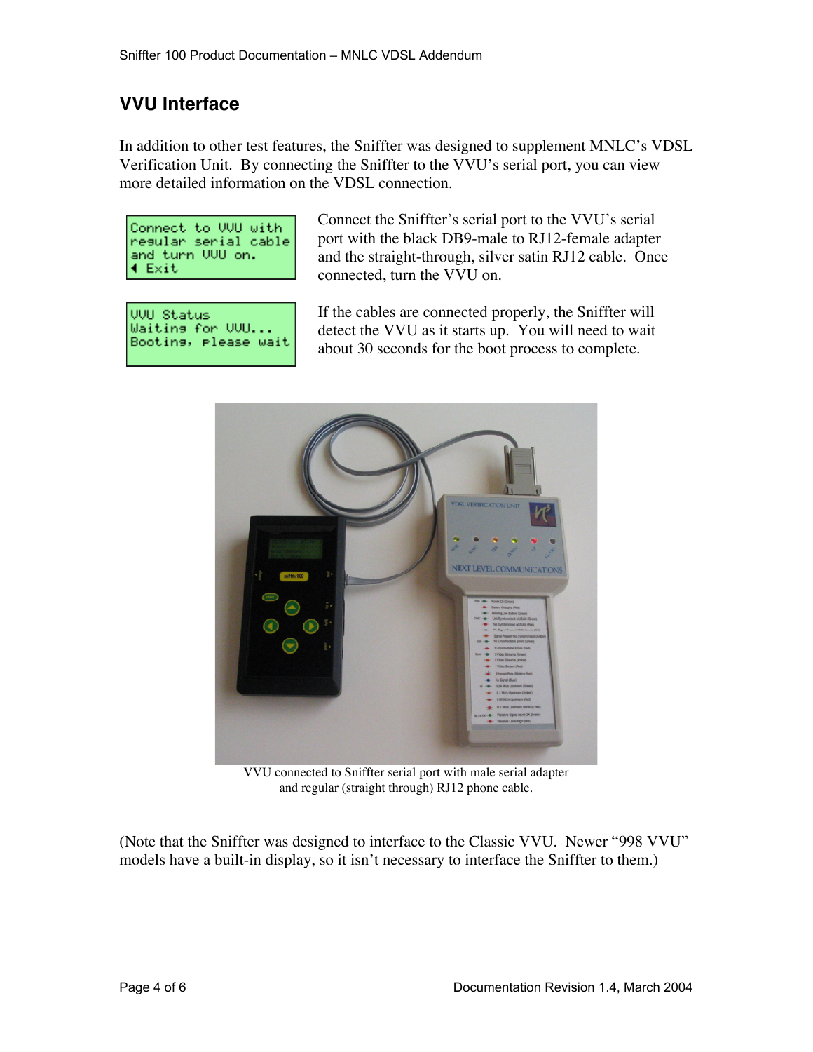## VVU Interface

In addition to other test features, the Sniffter was designed to supplement MNLC's VDSL Verification Unit. By connecting the Sniffter to the VVU's serial port, you can view more detailed information on the VDSL connection.

```
Connect to VVU with
regular serial cable
and turn VVU on.
◄ Exit
```

Connect the Sniffter's serial port to the VVU's serial port with the black DB9-male to RJ12-female adapter and the straight-through, silver satin RJ12 cable. Once connected, turn the VVU on.

```
VVU Status
Waiting for VVU...
Booting, please wait
```

If the cables are connected properly, the Sniffter will detect the VVU as it starts up. You will need to wait about 30 seconds for the boot process to complete.

VVU connected to Sniffter serial port with male serial adapter and regular (straight through) RJ12 phone cable.

(Note that the Sniffter was designed to interface to the Classic VVU. Newer "998 VVU" models have a built-in display, so it isn't necessary to interface the Sniffter to them.)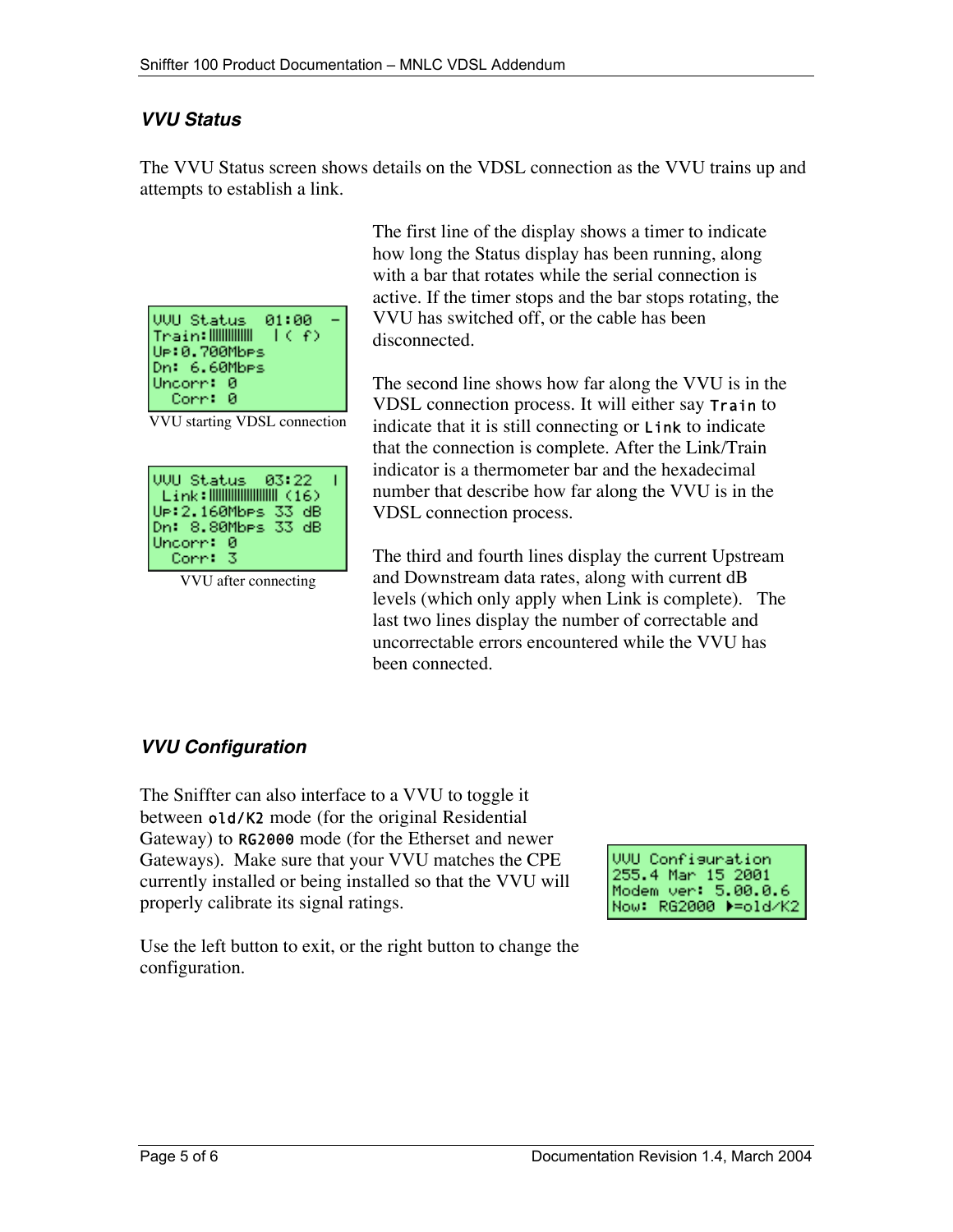### *VVU Status*

The VVU Status screen shows details on the VDSL connection as the VVU trains up and attempts to establish a link.

```
VVU Status  01:00  -
Train:||||||||||||   |( f)
Up:0.700Mbps
Dn: 6.60Mbps
Uncorr: 0
  Corr: 0
```

VVU starting VDSL connection

```
VVU Status  03:22  |
 Link:|||||||||||||||||||| (16)
Up:2.160Mbps 33 dB
Dn: 8.80Mbps 33 dB
Uncorr: 0
  Corr: 3
```

VVU after connecting

The first line of the display shows a timer to indicate how long the Status display has been running, along with a bar that rotates while the serial connection is active. If the timer stops and the bar stops rotating, the VVU has switched off, or the cable has been disconnected.

The second line shows how far along the VVU is in the VDSL connection process. It will either say `Train` to indicate that it is still connecting or `Link` to indicate that the connection is complete. After the Link/Train indicator is a thermometer bar and the hexadecimal number that describe how far along the VVU is in the VDSL connection process.

The third and fourth lines display the current Upstream and Downstream data rates, along with current dB levels (which only apply when Link is complete). The last two lines display the number of correctable and uncorrectable errors encountered while the VVU has been connected.

### *VVU Configuration*

The Sniffter can also interface to a VVU to toggle it between `old/K2` mode (for the original Residential Gateway) to `RG2000` mode (for the Etherset and newer Gateways). Make sure that your VVU matches the CPE currently installed or being installed so that the VVU will properly calibrate its signal ratings.

```
VVU Configuration
255.4 Mar 15 2001
Modem ver: 5.00.0.6
Now: RG2000 ▶=old/K2
```

Use the left button to exit, or the right button to change the configuration.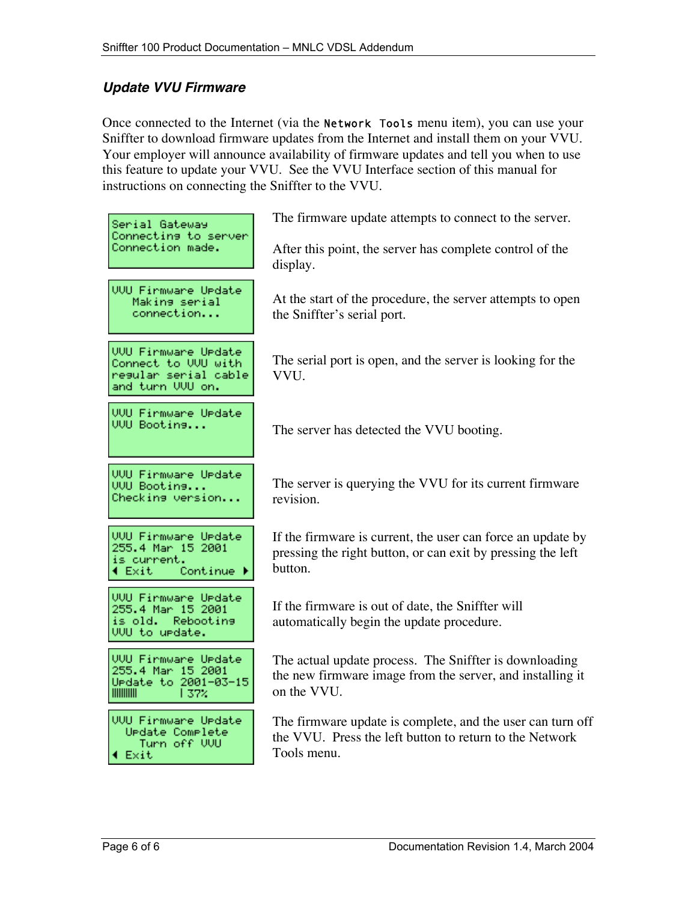### *Update VVU Firmware*

Once connected to the Internet (via the `Network Tools` menu item), you can use your Sniffter to download firmware updates from the Internet and install them on your VVU. Your employer will announce availability of firmware updates and tell you when to use this feature to update your VVU. See the VVU Interface section of this manual for instructions on connecting the Sniffter to the VVU.

| | |
|---|---|
| Serial Gateway<br>Connecting to server<br>Connection made. | The firmware update attempts to connect to the server.<br><br>After this point, the server has complete control of the display. |
| VVU Firmware Update<br>Making serial<br>connection... | At the start of the procedure, the server attempts to open the Sniffter's serial port. |
| VVU Firmware Update<br>Connect to VVU with<br>regular serial cable<br>and turn VVU on. | The serial port is open, and the server is looking for the VVU. |
| VVU Firmware Update<br>VVU Booting... | The server has detected the VVU booting. |
| VVU Firmware Update<br>VVU Booting...<br>Checking version... | The server is querying the VVU for its current firmware revision. |
| VVU Firmware Update<br>255.4 Mar 15 2001<br>is current.<br>◀ Exit Continue ▶ | If the firmware is current, the user can force an update by pressing the right button, or can exit by pressing the left button. |
| VVU Firmware Update<br>255.4 Mar 15 2001<br>is old. Rebooting<br>VVU to update. | If the firmware is out of date, the Sniffter will automatically begin the update procedure. |
| VVU Firmware Update<br>255.4 Mar 15 2001<br>Update to 2001-03-15<br>\|\|\|\|\|\|\|\|\|\| \| 37% | The actual update process. The Sniffter is downloading the new firmware image from the server, and installing it on the VVU. |
| VVU Firmware Update<br>Update Complete<br>Turn off VVU<br>◀ Exit | The firmware update is complete, and the user can turn off the VVU. Press the left button to return to the Network Tools menu. |